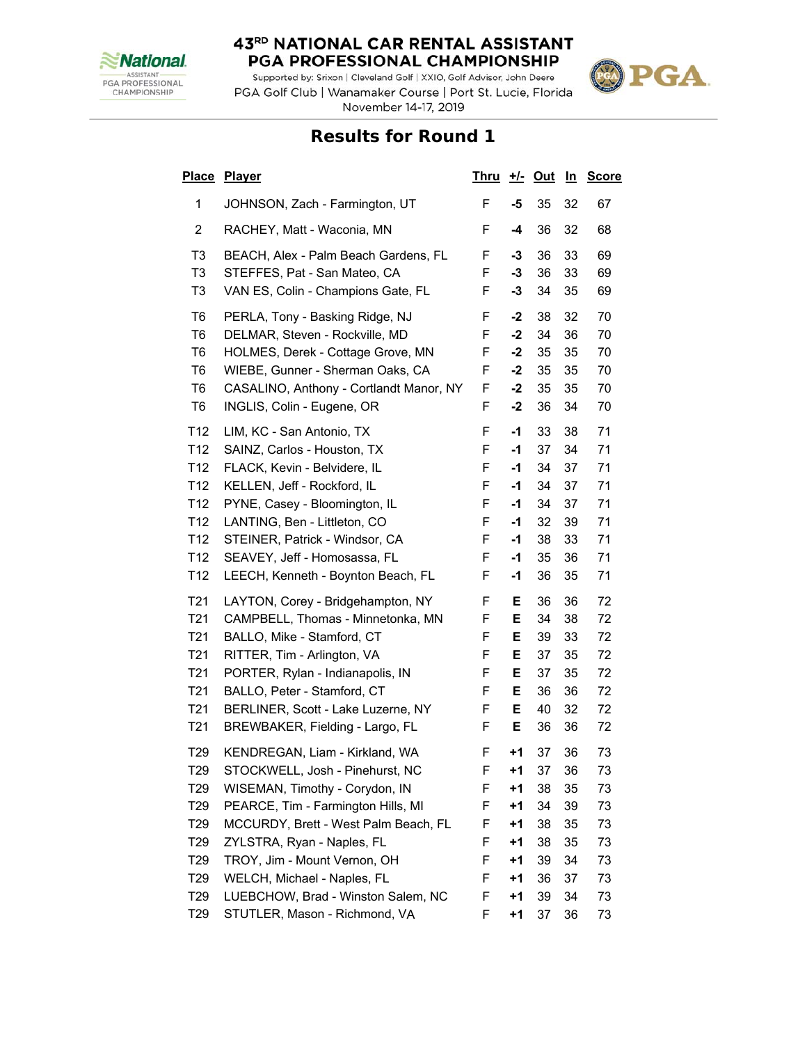# 43RD NATIONAL CAR RENTAL ASSISTANT PGA PROFESSIONAL CHAMPIONSHIP

Supported by: Srixon | Cleveland Golf | XXIO, Golf Advisor, John Deere

PGA Golf Club | Wanamaker Course | Port St. Lucie, Florida

November 14-17, 2019

## Results for Round 1

| Place | Player | Thru | +/- | Out | In | Score |
|---|---|---|---|---|---|---|
| 1 | JOHNSON, Zach - Farmington, UT | F | **-5** | 35 | 32 | 67 |
| 2 | RACHEY, Matt - Waconia, MN | F | **-4** | 36 | 32 | 68 |
| T3 | BEACH, Alex - Palm Beach Gardens, FL | F | **-3** | 36 | 33 | 69 |
| T3 | STEFFES, Pat - San Mateo, CA | F | **-3** | 36 | 33 | 69 |
| T3 | VAN ES, Colin - Champions Gate, FL | F | **-3** | 34 | 35 | 69 |
| T6 | PERLA, Tony - Basking Ridge, NJ | F | **-2** | 38 | 32 | 70 |
| T6 | DELMAR, Steven - Rockville, MD | F | **-2** | 34 | 36 | 70 |
| T6 | HOLMES, Derek - Cottage Grove, MN | F | **-2** | 35 | 35 | 70 |
| T6 | WIEBE, Gunner - Sherman Oaks, CA | F | **-2** | 35 | 35 | 70 |
| T6 | CASALINO, Anthony - Cortlandt Manor, NY | F | **-2** | 35 | 35 | 70 |
| T6 | INGLIS, Colin - Eugene, OR | F | **-2** | 36 | 34 | 70 |
| T12 | LIM, KC - San Antonio, TX | F | **-1** | 33 | 38 | 71 |
| T12 | SAINZ, Carlos - Houston, TX | F | **-1** | 37 | 34 | 71 |
| T12 | FLACK, Kevin - Belvidere, IL | F | **-1** | 34 | 37 | 71 |
| T12 | KELLEN, Jeff - Rockford, IL | F | **-1** | 34 | 37 | 71 |
| T12 | PYNE, Casey - Bloomington, IL | F | **-1** | 34 | 37 | 71 |
| T12 | LANTING, Ben - Littleton, CO | F | **-1** | 32 | 39 | 71 |
| T12 | STEINER, Patrick - Windsor, CA | F | **-1** | 38 | 33 | 71 |
| T12 | SEAVEY, Jeff - Homosassa, FL | F | **-1** | 35 | 36 | 71 |
| T12 | LEECH, Kenneth - Boynton Beach, FL | F | **-1** | 36 | 35 | 71 |
| T21 | LAYTON, Corey - Bridgehampton, NY | F | **E** | 36 | 36 | 72 |
| T21 | CAMPBELL, Thomas - Minnetonka, MN | F | **E** | 34 | 38 | 72 |
| T21 | BALLO, Mike - Stamford, CT | F | **E** | 39 | 33 | 72 |
| T21 | RITTER, Tim - Arlington, VA | F | **E** | 37 | 35 | 72 |
| T21 | PORTER, Rylan - Indianapolis, IN | F | **E** | 37 | 35 | 72 |
| T21 | BALLO, Peter - Stamford, CT | F | **E** | 36 | 36 | 72 |
| T21 | BERLINER, Scott - Lake Luzerne, NY | F | **E** | 40 | 32 | 72 |
| T21 | BREWBAKER, Fielding - Largo, FL | F | **E** | 36 | 36 | 72 |
| T29 | KENDREGAN, Liam - Kirkland, WA | F | **+1** | 37 | 36 | 73 |
| T29 | STOCKWELL, Josh - Pinehurst, NC | F | **+1** | 37 | 36 | 73 |
| T29 | WISEMAN, Timothy - Corydon, IN | F | **+1** | 38 | 35 | 73 |
| T29 | PEARCE, Tim - Farmington Hills, MI | F | **+1** | 34 | 39 | 73 |
| T29 | MCCURDY, Brett - West Palm Beach, FL | F | **+1** | 38 | 35 | 73 |
| T29 | ZYLSTRA, Ryan - Naples, FL | F | **+1** | 38 | 35 | 73 |
| T29 | TROY, Jim - Mount Vernon, OH | F | **+1** | 39 | 34 | 73 |
| T29 | WELCH, Michael - Naples, FL | F | **+1** | 36 | 37 | 73 |
| T29 | LUEBCHOW, Brad - Winston Salem, NC | F | **+1** | 39 | 34 | 73 |
| T29 | STUTLER, Mason - Richmond, VA | F | **+1** | 37 | 36 | 73 |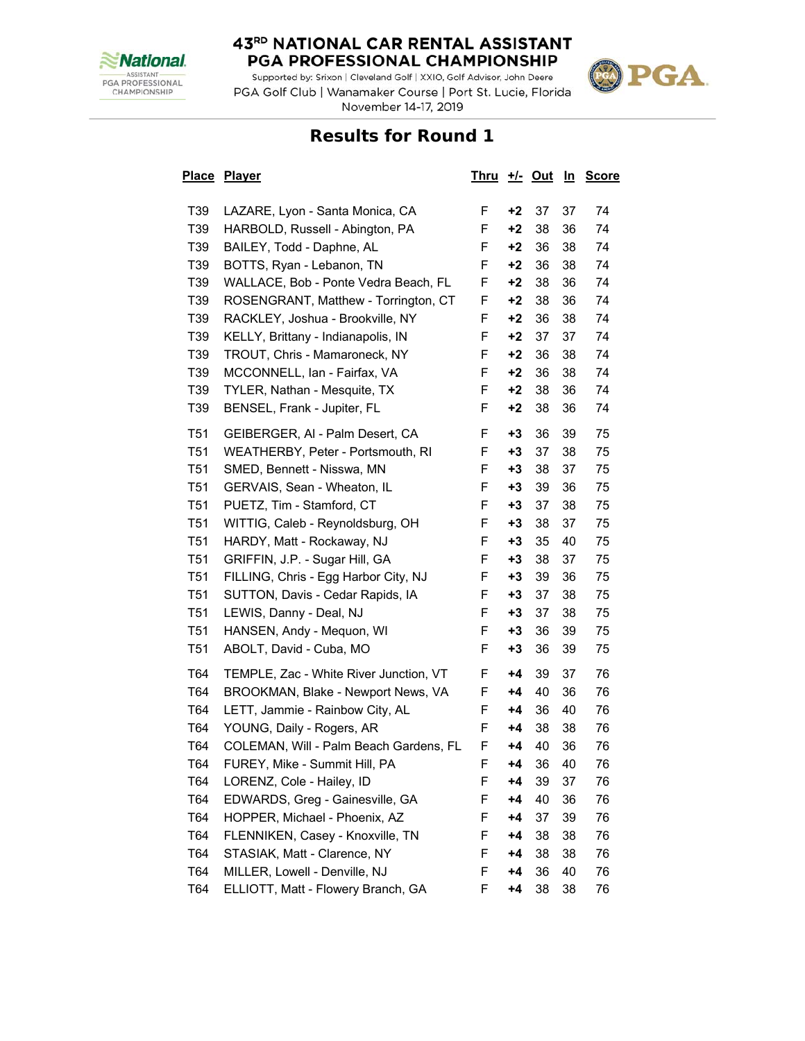# 43RD NATIONAL CAR RENTAL ASSISTANT PGA PROFESSIONAL CHAMPIONSHIP

Supported by: Srixon | Cleveland Golf | XXIO, Golf Advisor, John Deere

PGA Golf Club | Wanamaker Course | Port St. Lucie, Florida

November 14-17, 2019

## Results for Round 1

| Place | Player | Thru | +/- | Out | In | Score |
|---|---|---|---|---|---|---|
| T39 | LAZARE, Lyon - Santa Monica, CA | F | **+2** | 37 | 37 | 74 |
| T39 | HARBOLD, Russell - Abington, PA | F | **+2** | 38 | 36 | 74 |
| T39 | BAILEY, Todd - Daphne, AL | F | **+2** | 36 | 38 | 74 |
| T39 | BOTTS, Ryan - Lebanon, TN | F | **+2** | 36 | 38 | 74 |
| T39 | WALLACE, Bob - Ponte Vedra Beach, FL | F | **+2** | 38 | 36 | 74 |
| T39 | ROSENGRANT, Matthew - Torrington, CT | F | **+2** | 38 | 36 | 74 |
| T39 | RACKLEY, Joshua - Brookville, NY | F | **+2** | 36 | 38 | 74 |
| T39 | KELLY, Brittany - Indianapolis, IN | F | **+2** | 37 | 37 | 74 |
| T39 | TROUT, Chris - Mamaroneck, NY | F | **+2** | 36 | 38 | 74 |
| T39 | MCCONNELL, Ian - Fairfax, VA | F | **+2** | 36 | 38 | 74 |
| T39 | TYLER, Nathan - Mesquite, TX | F | **+2** | 38 | 36 | 74 |
| T39 | BENSEL, Frank - Jupiter, FL | F | **+2** | 38 | 36 | 74 |
| T51 | GEIBERGER, Al - Palm Desert, CA | F | **+3** | 36 | 39 | 75 |
| T51 | WEATHERBY, Peter - Portsmouth, RI | F | **+3** | 37 | 38 | 75 |
| T51 | SMED, Bennett - Nisswa, MN | F | **+3** | 38 | 37 | 75 |
| T51 | GERVAIS, Sean - Wheaton, IL | F | **+3** | 39 | 36 | 75 |
| T51 | PUETZ, Tim - Stamford, CT | F | **+3** | 37 | 38 | 75 |
| T51 | WITTIG, Caleb - Reynoldsburg, OH | F | **+3** | 38 | 37 | 75 |
| T51 | HARDY, Matt - Rockaway, NJ | F | **+3** | 35 | 40 | 75 |
| T51 | GRIFFIN, J.P. - Sugar Hill, GA | F | **+3** | 38 | 37 | 75 |
| T51 | FILLING, Chris - Egg Harbor City, NJ | F | **+3** | 39 | 36 | 75 |
| T51 | SUTTON, Davis - Cedar Rapids, IA | F | **+3** | 37 | 38 | 75 |
| T51 | LEWIS, Danny - Deal, NJ | F | **+3** | 37 | 38 | 75 |
| T51 | HANSEN, Andy - Mequon, WI | F | **+3** | 36 | 39 | 75 |
| T51 | ABOLT, David - Cuba, MO | F | **+3** | 36 | 39 | 75 |
| T64 | TEMPLE, Zac - White River Junction, VT | F | **+4** | 39 | 37 | 76 |
| T64 | BROOKMAN, Blake - Newport News, VA | F | **+4** | 40 | 36 | 76 |
| T64 | LETT, Jammie - Rainbow City, AL | F | **+4** | 36 | 40 | 76 |
| T64 | YOUNG, Daily - Rogers, AR | F | **+4** | 38 | 38 | 76 |
| T64 | COLEMAN, Will - Palm Beach Gardens, FL | F | **+4** | 40 | 36 | 76 |
| T64 | FUREY, Mike - Summit Hill, PA | F | **+4** | 36 | 40 | 76 |
| T64 | LORENZ, Cole - Hailey, ID | F | **+4** | 39 | 37 | 76 |
| T64 | EDWARDS, Greg - Gainesville, GA | F | **+4** | 40 | 36 | 76 |
| T64 | HOPPER, Michael - Phoenix, AZ | F | **+4** | 37 | 39 | 76 |
| T64 | FLENNIKEN, Casey - Knoxville, TN | F | **+4** | 38 | 38 | 76 |
| T64 | STASIAK, Matt - Clarence, NY | F | **+4** | 38 | 38 | 76 |
| T64 | MILLER, Lowell - Denville, NJ | F | **+4** | 36 | 40 | 76 |
| T64 | ELLIOTT, Matt - Flowery Branch, GA | F | **+4** | 38 | 38 | 76 |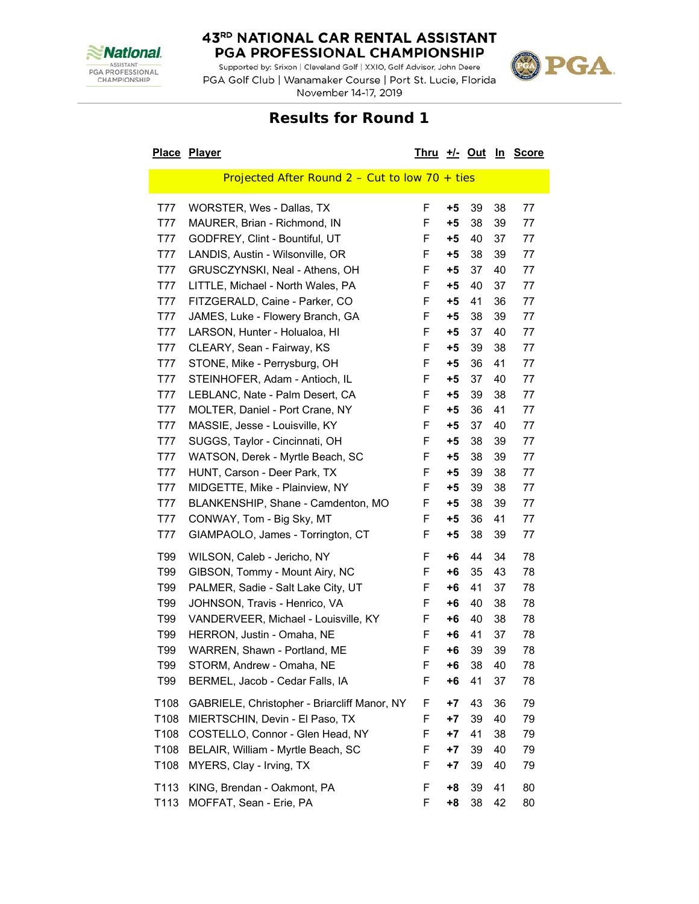# 43RD NATIONAL CAR RENTAL ASSISTANT PGA PROFESSIONAL CHAMPIONSHIP

Supported by: Srixon | Cleveland Golf | XXIO, Golf Advisor, John Deere

PGA Golf Club | Wanamaker Course | Port St. Lucie, Florida

November 14-17, 2019

## Results for Round 1

| Place | Player | Thru | +/- | Out | In | Score |
|---|---|---|---|---|---|---|
| | Projected After Round 2 – Cut to low 70 + ties | | | | | |
| T77 | WORSTER, Wes - Dallas, TX | F | **+5** | 39 | 38 | 77 |
| T77 | MAURER, Brian - Richmond, IN | F | **+5** | 38 | 39 | 77 |
| T77 | GODFREY, Clint - Bountiful, UT | F | **+5** | 40 | 37 | 77 |
| T77 | LANDIS, Austin - Wilsonville, OR | F | **+5** | 38 | 39 | 77 |
| T77 | GRUSCZYNSKI, Neal - Athens, OH | F | **+5** | 37 | 40 | 77 |
| T77 | LITTLE, Michael - North Wales, PA | F | **+5** | 40 | 37 | 77 |
| T77 | FITZGERALD, Caine - Parker, CO | F | **+5** | 41 | 36 | 77 |
| T77 | JAMES, Luke - Flowery Branch, GA | F | **+5** | 38 | 39 | 77 |
| T77 | LARSON, Hunter - Holualoa, HI | F | **+5** | 37 | 40 | 77 |
| T77 | CLEARY, Sean - Fairway, KS | F | **+5** | 39 | 38 | 77 |
| T77 | STONE, Mike - Perrysburg, OH | F | **+5** | 36 | 41 | 77 |
| T77 | STEINHOFER, Adam - Antioch, IL | F | **+5** | 37 | 40 | 77 |
| T77 | LEBLANC, Nate - Palm Desert, CA | F | **+5** | 39 | 38 | 77 |
| T77 | MOLTER, Daniel - Port Crane, NY | F | **+5** | 36 | 41 | 77 |
| T77 | MASSIE, Jesse - Louisville, KY | F | **+5** | 37 | 40 | 77 |
| T77 | SUGGS, Taylor - Cincinnati, OH | F | **+5** | 38 | 39 | 77 |
| T77 | WATSON, Derek - Myrtle Beach, SC | F | **+5** | 38 | 39 | 77 |
| T77 | HUNT, Carson - Deer Park, TX | F | **+5** | 39 | 38 | 77 |
| T77 | MIDGETTE, Mike - Plainview, NY | F | **+5** | 39 | 38 | 77 |
| T77 | BLANKENSHIP, Shane - Camdenton, MO | F | **+5** | 38 | 39 | 77 |
| T77 | CONWAY, Tom - Big Sky, MT | F | **+5** | 36 | 41 | 77 |
| T77 | GIAMPAOLO, James - Torrington, CT | F | **+5** | 38 | 39 | 77 |
| T99 | WILSON, Caleb - Jericho, NY | F | **+6** | 44 | 34 | 78 |
| T99 | GIBSON, Tommy - Mount Airy, NC | F | **+6** | 35 | 43 | 78 |
| T99 | PALMER, Sadie - Salt Lake City, UT | F | **+6** | 41 | 37 | 78 |
| T99 | JOHNSON, Travis - Henrico, VA | F | **+6** | 40 | 38 | 78 |
| T99 | VANDERVEER, Michael - Louisville, KY | F | **+6** | 40 | 38 | 78 |
| T99 | HERRON, Justin - Omaha, NE | F | **+6** | 41 | 37 | 78 |
| T99 | WARREN, Shawn - Portland, ME | F | **+6** | 39 | 39 | 78 |
| T99 | STORM, Andrew - Omaha, NE | F | **+6** | 38 | 40 | 78 |
| T99 | BERMEL, Jacob - Cedar Falls, IA | F | **+6** | 41 | 37 | 78 |
| T108 | GABRIELE, Christopher - Briarcliff Manor, NY | F | **+7** | 43 | 36 | 79 |
| T108 | MIERTSCHIN, Devin - El Paso, TX | F | **+7** | 39 | 40 | 79 |
| T108 | COSTELLO, Connor - Glen Head, NY | F | **+7** | 41 | 38 | 79 |
| T108 | BELAIR, William - Myrtle Beach, SC | F | **+7** | 39 | 40 | 79 |
| T108 | MYERS, Clay - Irving, TX | F | **+7** | 39 | 40 | 79 |
| T113 | KING, Brendan - Oakmont, PA | F | **+8** | 39 | 41 | 80 |
| T113 | MOFFAT, Sean - Erie, PA | F | **+8** | 38 | 42 | 80 |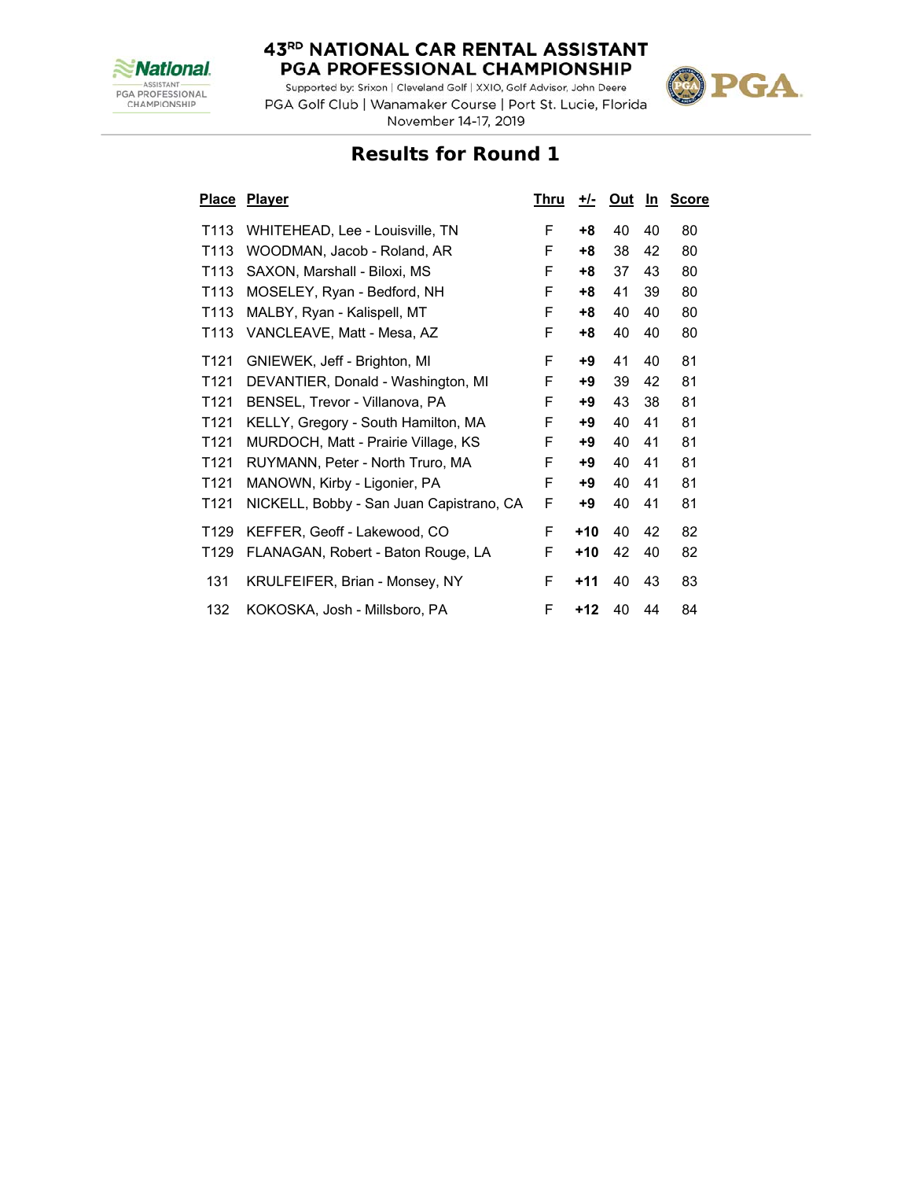# 43RD NATIONAL CAR RENTAL ASSISTANT PGA PROFESSIONAL CHAMPIONSHIP

Supported by: Srixon | Cleveland Golf | XXIO, Golf Advisor, John Deere

PGA Golf Club | Wanamaker Course | Port St. Lucie, Florida

November 14-17, 2019

## Results for Round 1

| Place | Player | Thru | +/- | Out | In | Score |
|---|---|---|---|---|---|---|
| T113 | WHITEHEAD, Lee - Louisville, TN | F | **+8** | 40 | 40 | 80 |
| T113 | WOODMAN, Jacob - Roland, AR | F | **+8** | 38 | 42 | 80 |
| T113 | SAXON, Marshall - Biloxi, MS | F | **+8** | 37 | 43 | 80 |
| T113 | MOSELEY, Ryan - Bedford, NH | F | **+8** | 41 | 39 | 80 |
| T113 | MALBY, Ryan - Kalispell, MT | F | **+8** | 40 | 40 | 80 |
| T113 | VANCLEAVE, Matt - Mesa, AZ | F | **+8** | 40 | 40 | 80 |
| T121 | GNIEWEK, Jeff - Brighton, MI | F | **+9** | 41 | 40 | 81 |
| T121 | DEVANTIER, Donald - Washington, MI | F | **+9** | 39 | 42 | 81 |
| T121 | BENSEL, Trevor - Villanova, PA | F | **+9** | 43 | 38 | 81 |
| T121 | KELLY, Gregory - South Hamilton, MA | F | **+9** | 40 | 41 | 81 |
| T121 | MURDOCH, Matt - Prairie Village, KS | F | **+9** | 40 | 41 | 81 |
| T121 | RUYMANN, Peter - North Truro, MA | F | **+9** | 40 | 41 | 81 |
| T121 | MANOWN, Kirby - Ligonier, PA | F | **+9** | 40 | 41 | 81 |
| T121 | NICKELL, Bobby - San Juan Capistrano, CA | F | **+9** | 40 | 41 | 81 |
| T129 | KEFFER, Geoff - Lakewood, CO | F | **+10** | 40 | 42 | 82 |
| T129 | FLANAGAN, Robert - Baton Rouge, LA | F | **+10** | 42 | 40 | 82 |
| 131 | KRULFEIFER, Brian - Monsey, NY | F | **+11** | 40 | 43 | 83 |
| 132 | KOKOSKA, Josh - Millsboro, PA | F | **+12** | 40 | 44 | 84 |